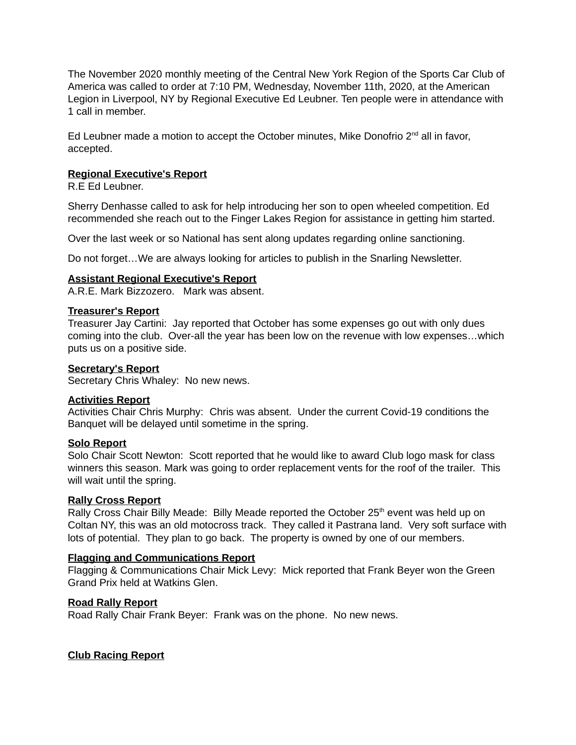The November 2020 monthly meeting of the Central New York Region of the Sports Car Club of America was called to order at 7:10 PM, Wednesday, November 11th, 2020, at the American Legion in Liverpool, NY by Regional Executive Ed Leubner. Ten people were in attendance with 1 call in member.

Ed Leubner made a motion to accept the October minutes, Mike Donofrio 2nd all in favor, accepted.

**Regional Executive's Report**

R.E Ed Leubner.

Sherry Denhasse called to ask for help introducing her son to open wheeled competition. Ed recommended she reach out to the Finger Lakes Region for assistance in getting him started.

Over the last week or so National has sent along updates regarding online sanctioning.

Do not forget…We are always looking for articles to publish in the Snarling Newsletter.

**Assistant Regional Executive's Report**

A.R.E. Mark Bizzozero. Mark was absent.

**Treasurer's Report**

Treasurer Jay Cartini: Jay reported that October has some expenses go out with only dues coming into the club. Over-all the year has been low on the revenue with low expenses…which puts us on a positive side.

**Secretary's Report**

Secretary Chris Whaley: No new news.

**Activities Report**

Activities Chair Chris Murphy: Chris was absent. Under the current Covid-19 conditions the Banquet will be delayed until sometime in the spring.

**Solo Report**

Solo Chair Scott Newton: Scott reported that he would like to award Club logo mask for class winners this season. Mark was going to order replacement vents for the roof of the trailer. This will wait until the spring.

**Rally Cross Report**

Rally Cross Chair Billy Meade: Billy Meade reported the October 25th event was held up on Coltan NY, this was an old motocross track. They called it Pastrana land. Very soft surface with lots of potential. They plan to go back. The property is owned by one of our members.

**Flagging and Communications Report**

Flagging & Communications Chair Mick Levy: Mick reported that Frank Beyer won the Green Grand Prix held at Watkins Glen.

**Road Rally Report**

Road Rally Chair Frank Beyer: Frank was on the phone. No new news.

**Club Racing Report**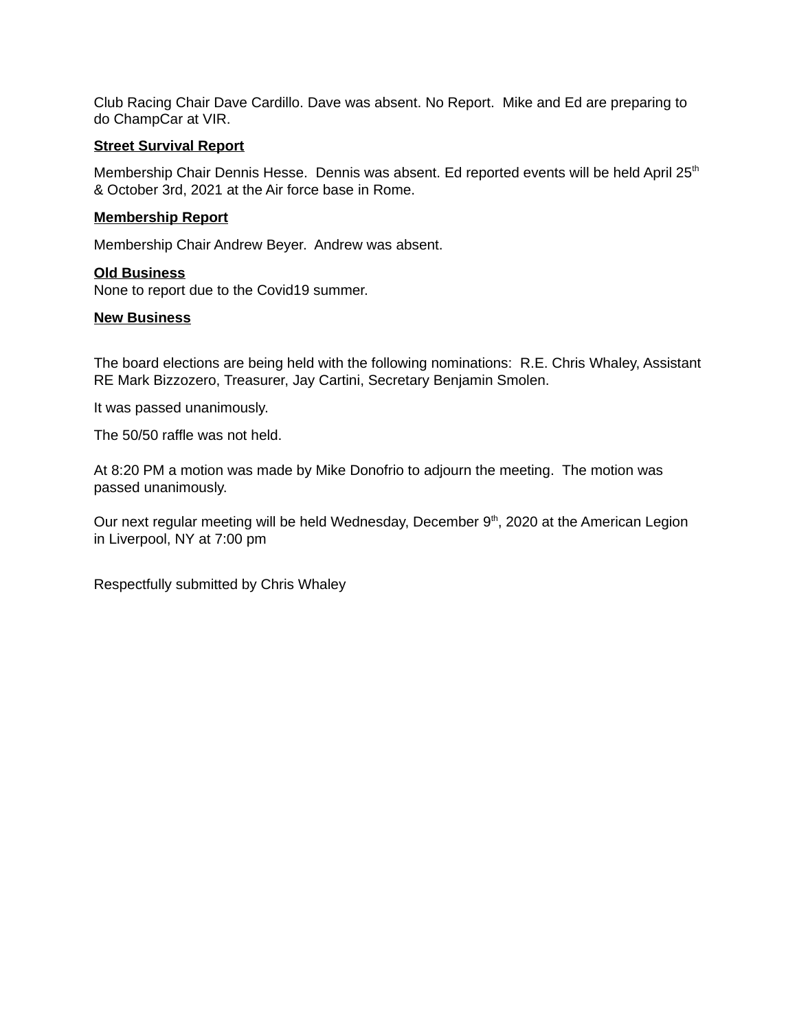Club Racing Chair Dave Cardillo. Dave was absent. No Report. Mike and Ed are preparing to do ChampCar at VIR.

**Street Survival Report**

Membership Chair Dennis Hesse. Dennis was absent. Ed reported events will be held April 25th & October 3rd, 2021 at the Air force base in Rome.

**Membership Report**

Membership Chair Andrew Beyer. Andrew was absent.

**Old Business**

None to report due to the Covid19 summer.

**New Business**

The board elections are being held with the following nominations: R.E. Chris Whaley, Assistant RE Mark Bizzozero, Treasurer, Jay Cartini, Secretary Benjamin Smolen.

It was passed unanimously.

The 50/50 raffle was not held.

At 8:20 PM a motion was made by Mike Donofrio to adjourn the meeting. The motion was passed unanimously.

Our next regular meeting will be held Wednesday, December 9th, 2020 at the American Legion in Liverpool, NY at 7:00 pm

Respectfully submitted by Chris Whaley